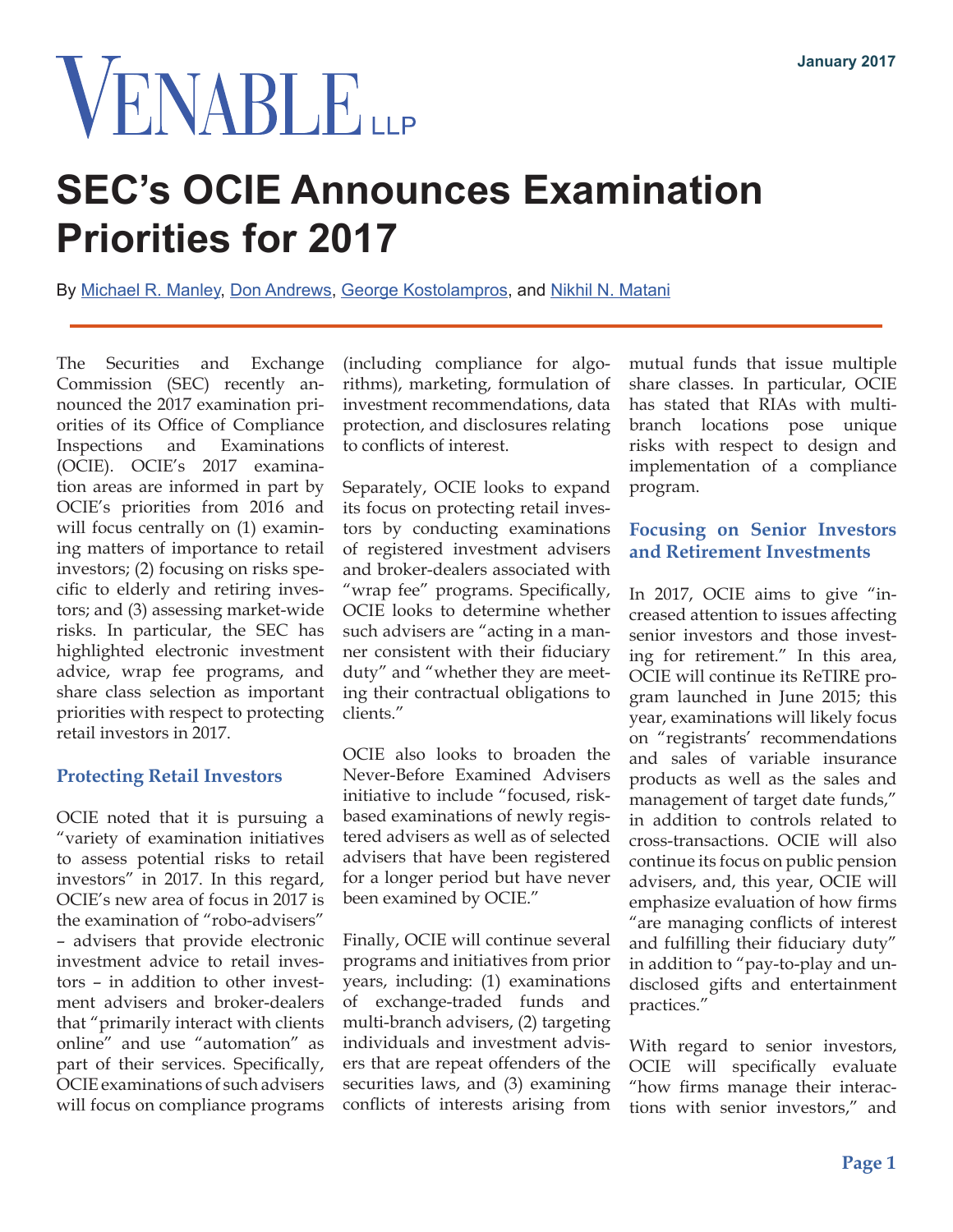VENABLE LLP

January 2017

# SEC's OCIE Announces Examination Priorities for 2017

By Michael R. Manley, Don Andrews, George Kostolampros, and Nikhil N. Matani

The Securities and Exchange Commission (SEC) recently announced the 2017 examination priorities of its Office of Compliance Inspections and Examinations (OCIE). OCIE's 2017 examination areas are informed in part by OCIE's priorities from 2016 and will focus centrally on (1) examining matters of importance to retail investors; (2) focusing on risks specific to elderly and retiring investors; and (3) assessing market-wide risks. In particular, the SEC has highlighted electronic investment advice, wrap fee programs, and share class selection as important priorities with respect to protecting retail investors in 2017.

## Protecting Retail Investors

OCIE noted that it is pursuing a "variety of examination initiatives to assess potential risks to retail investors" in 2017. In this regard, OCIE's new area of focus in 2017 is the examination of "robo-advisers" – advisers that provide electronic investment advice to retail investors – in addition to other investment advisers and broker-dealers that "primarily interact with clients online" and use "automation" as part of their services. Specifically, OCIE examinations of such advisers will focus on compliance programs (including compliance for algorithms), marketing, formulation of investment recommendations, data protection, and disclosures relating to conflicts of interest.

Separately, OCIE looks to expand its focus on protecting retail investors by conducting examinations of registered investment advisers and broker-dealers associated with "wrap fee" programs. Specifically, OCIE looks to determine whether such advisers are "acting in a manner consistent with their fiduciary duty" and "whether they are meeting their contractual obligations to clients."

OCIE also looks to broaden the Never-Before Examined Advisers initiative to include "focused, risk-based examinations of newly registered advisers as well as of selected advisers that have been registered for a longer period but have never been examined by OCIE."

Finally, OCIE will continue several programs and initiatives from prior years, including: (1) examinations of exchange-traded funds and multi-branch advisers, (2) targeting individuals and investment advisers that are repeat offenders of the securities laws, and (3) examining conflicts of interests arising from mutual funds that issue multiple share classes. In particular, OCIE has stated that RIAs with multi-branch locations pose unique risks with respect to design and implementation of a compliance program.

## Focusing on Senior Investors and Retirement Investments

In 2017, OCIE aims to give "increased attention to issues affecting senior investors and those investing for retirement." In this area, OCIE will continue its ReTIRE program launched in June 2015; this year, examinations will likely focus on "registrants' recommendations and sales of variable insurance products as well as the sales and management of target date funds," in addition to controls related to cross-transactions. OCIE will also continue its focus on public pension advisers, and, this year, OCIE will emphasize evaluation of how firms "are managing conflicts of interest and fulfilling their fiduciary duty" in addition to "pay-to-play and undisclosed gifts and entertainment practices."

With regard to senior investors, OCIE will specifically evaluate "how firms manage their interactions with senior investors," and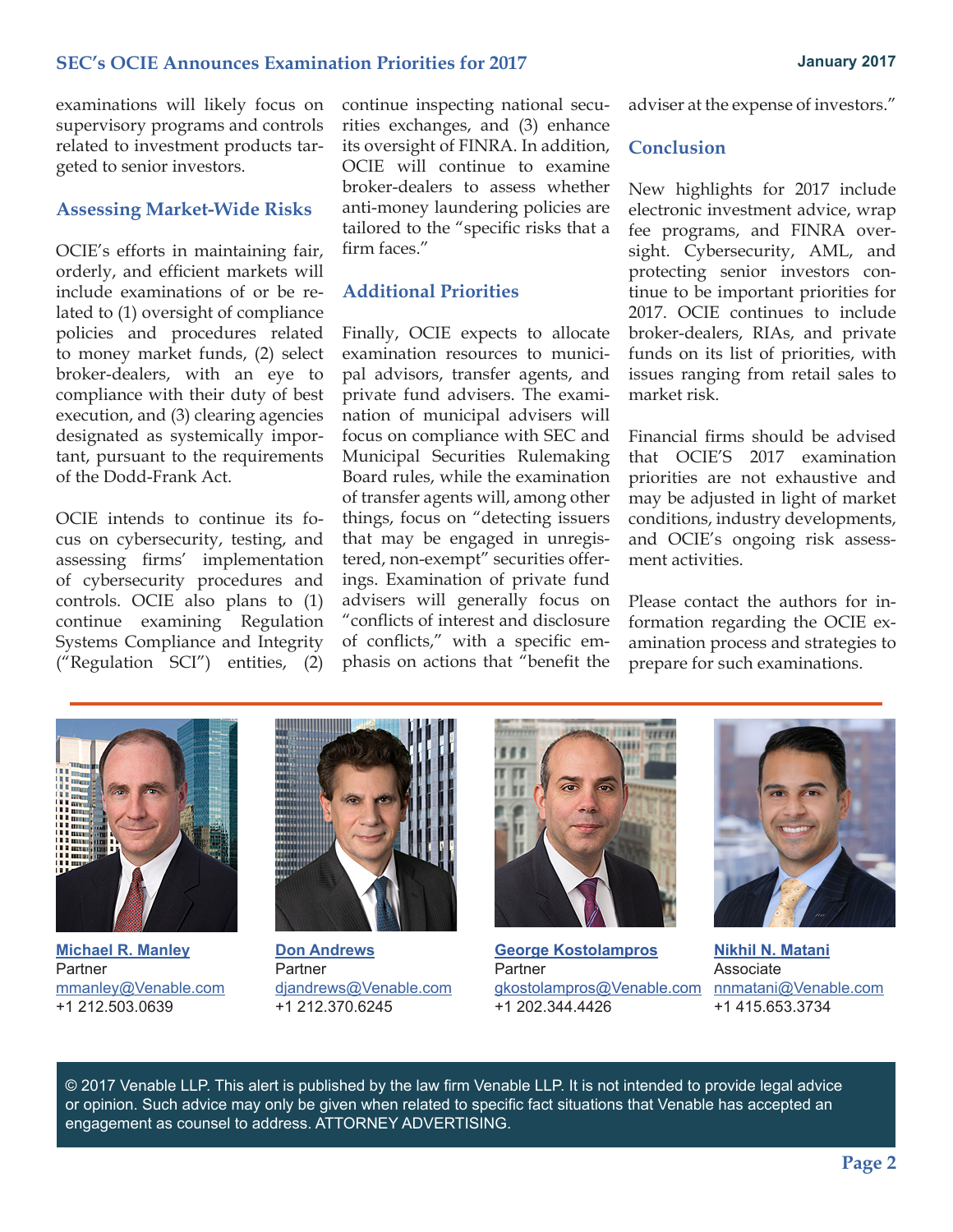examinations will likely focus on supervisory programs and controls related to investment products targeted to senior investors.

### Assessing Market-Wide Risks

OCIE's efforts in maintaining fair, orderly, and efficient markets will include examinations of or be related to (1) oversight of compliance policies and procedures related to money market funds, (2) select broker-dealers, with an eye to compliance with their duty of best execution, and (3) clearing agencies designated as systemically important, pursuant to the requirements of the Dodd-Frank Act.

OCIE intends to continue its focus on cybersecurity, testing, and assessing firms' implementation of cybersecurity procedures and controls. OCIE also plans to (1) continue examining Regulation Systems Compliance and Integrity ("Regulation SCI") entities, (2) continue inspecting national securities exchanges, and (3) enhance its oversight of FINRA. In addition, OCIE will continue to examine broker-dealers to assess whether anti-money laundering policies are tailored to the "specific risks that a firm faces."

### Additional Priorities

Finally, OCIE expects to allocate examination resources to municipal advisors, transfer agents, and private fund advisers. The examination of municipal advisers will focus on compliance with SEC and Municipal Securities Rulemaking Board rules, while the examination of transfer agents will, among other things, focus on "detecting issuers that may be engaged in unregistered, non-exempt" securities offerings. Examination of private fund advisers will generally focus on "conflicts of interest and disclosure of conflicts," with a specific emphasis on actions that "benefit the adviser at the expense of investors."

### Conclusion

New highlights for 2017 include electronic investment advice, wrap fee programs, and FINRA oversight. Cybersecurity, AML, and protecting senior investors continue to be important priorities for 2017. OCIE continues to include broker-dealers, RIAs, and private funds on its list of priorities, with issues ranging from retail sales to market risk.

Financial firms should be advised that OCIE'S 2017 examination priorities are not exhaustive and may be adjusted in light of market conditions, industry developments, and OCIE's ongoing risk assessment activities.

Please contact the authors for information regarding the OCIE examination process and strategies to prepare for such examinations.

---

**Michael R. Manley**
Partner
mmanley@Venable.com
+1 212.503.0639

**Don Andrews**
Partner
djandrews@Venable.com
+1 212.370.6245

**George Kostolampros**
Partner
gkostolampros@Venable.com
+1 202.344.4426

**Nikhil N. Matani**
Associate
nnmatani@Venable.com
+1 415.653.3734

© 2017 Venable LLP. This alert is published by the law firm Venable LLP. It is not intended to provide legal advice or opinion. Such advice may only be given when related to specific fact situations that Venable has accepted an engagement as counsel to address. ATTORNEY ADVERTISING.